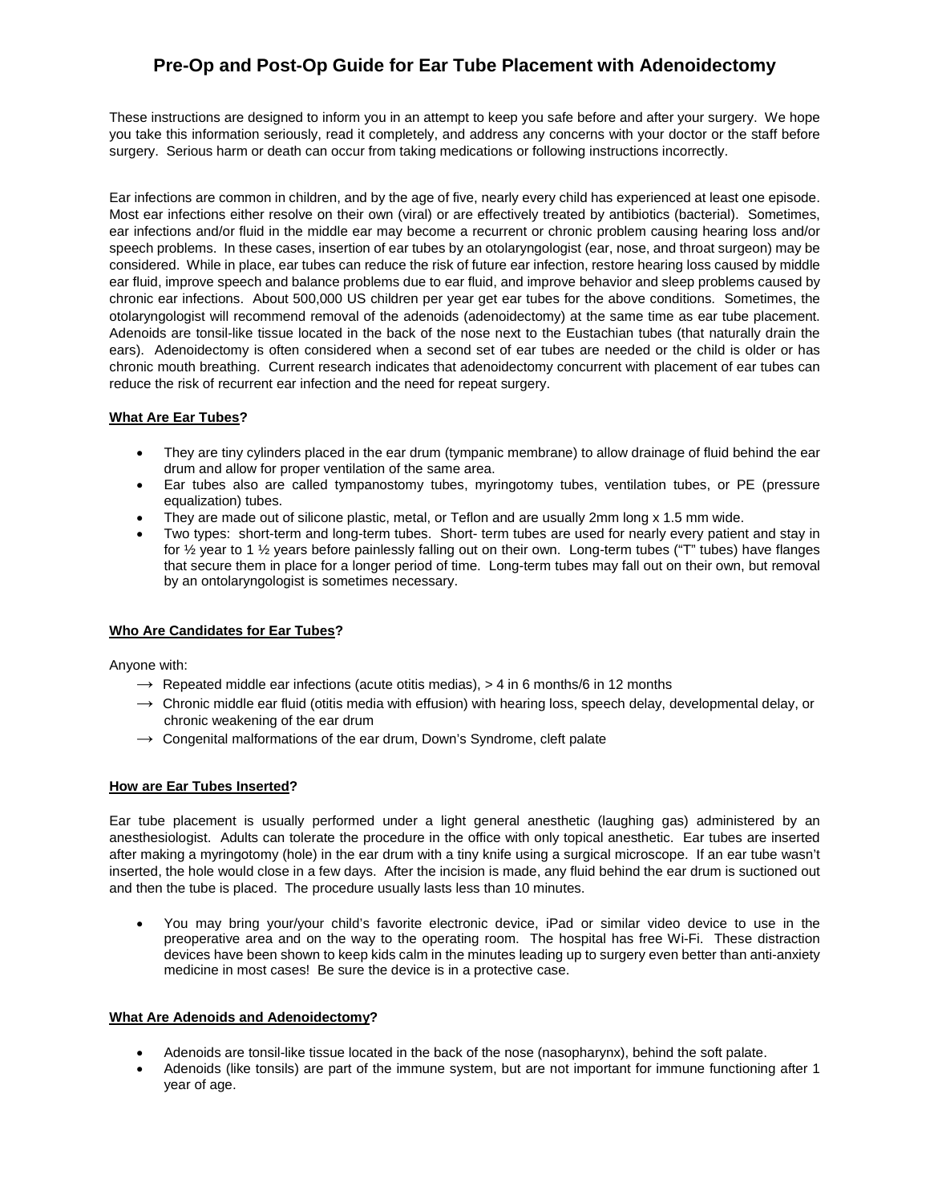# Pre-Op and Post-Op Guide for Ear Tube Placement with Adenoidectomy

These instructions are designed to inform you in an attempt to keep you safe before and after your surgery. We hope you take this information seriously, read it completely, and address any concerns with your doctor or the staff before surgery. Serious harm or death can occur from taking medications or following instructions incorrectly.

Ear infections are common in children, and by the age of five, nearly every child has experienced at least one episode. Most ear infections either resolve on their own (viral) or are effectively treated by antibiotics (bacterial). Sometimes, ear infections and/or fluid in the middle ear may become a recurrent or chronic problem causing hearing loss and/or speech problems. In these cases, insertion of ear tubes by an otolaryngologist (ear, nose, and throat surgeon) may be considered. While in place, ear tubes can reduce the risk of future ear infection, restore hearing loss caused by middle ear fluid, improve speech and balance problems due to ear fluid, and improve behavior and sleep problems caused by chronic ear infections. About 500,000 US children per year get ear tubes for the above conditions. Sometimes, the otolaryngologist will recommend removal of the adenoids (adenoidectomy) at the same time as ear tube placement. Adenoids are tonsil-like tissue located in the back of the nose next to the Eustachian tubes (that naturally drain the ears). Adenoidectomy is often considered when a second set of ear tubes are needed or the child is older or has chronic mouth breathing. Current research indicates that adenoidectomy concurrent with placement of ear tubes can reduce the risk of recurrent ear infection and the need for repeat surgery.

**<u>What Are Ear Tubes</u>?**

- They are tiny cylinders placed in the ear drum (tympanic membrane) to allow drainage of fluid behind the ear drum and allow for proper ventilation of the same area.
- Ear tubes also are called tympanostomy tubes, myringotomy tubes, ventilation tubes, or PE (pressure equalization) tubes.
- They are made out of silicone plastic, metal, or Teflon and are usually 2mm long x 1.5 mm wide.
- Two types: short-term and long-term tubes. Short- term tubes are used for nearly every patient and stay in for ½ year to 1 ½ years before painlessly falling out on their own. Long-term tubes ("T" tubes) have flanges that secure them in place for a longer period of time. Long-term tubes may fall out on their own, but removal by an ontolaryngologist is sometimes necessary.

**<u>Who Are Candidates for Ear Tubes</u>?**

Anyone with:

- → Repeated middle ear infections (acute otitis medias), > 4 in 6 months/6 in 12 months
- → Chronic middle ear fluid (otitis media with effusion) with hearing loss, speech delay, developmental delay, or chronic weakening of the ear drum
- → Congenital malformations of the ear drum, Down's Syndrome, cleft palate

**<u>How are Ear Tubes Inserted</u>?**

Ear tube placement is usually performed under a light general anesthetic (laughing gas) administered by an anesthesiologist. Adults can tolerate the procedure in the office with only topical anesthetic. Ear tubes are inserted after making a myringotomy (hole) in the ear drum with a tiny knife using a surgical microscope. If an ear tube wasn't inserted, the hole would close in a few days. After the incision is made, any fluid behind the ear drum is suctioned out and then the tube is placed. The procedure usually lasts less than 10 minutes.

- You may bring your/your child's favorite electronic device, iPad or similar video device to use in the preoperative area and on the way to the operating room. The hospital has free Wi-Fi. These distraction devices have been shown to keep kids calm in the minutes leading up to surgery even better than anti-anxiety medicine in most cases! Be sure the device is in a protective case.

**<u>What Are Adenoids and Adenoidectomy</u>?**

- Adenoids are tonsil-like tissue located in the back of the nose (nasopharynx), behind the soft palate.
- Adenoids (like tonsils) are part of the immune system, but are not important for immune functioning after 1 year of age.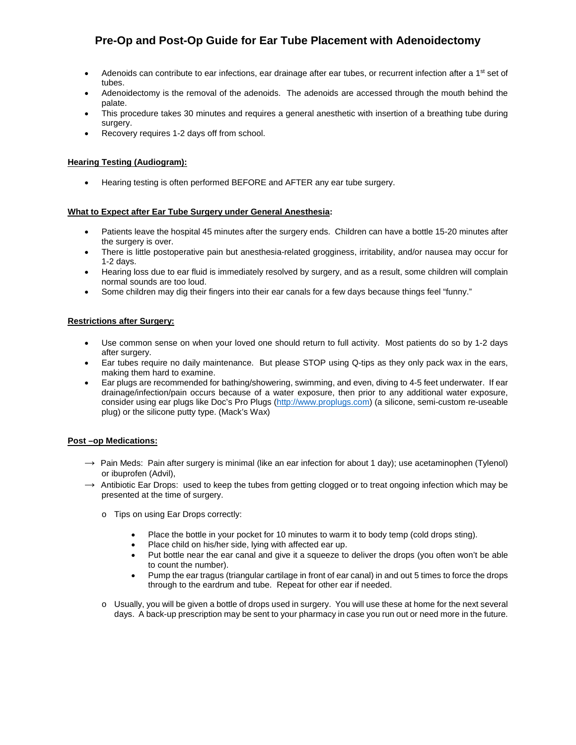# Pre-Op and Post-Op Guide for Ear Tube Placement with Adenoidectomy

- Adenoids can contribute to ear infections, ear drainage after ear tubes, or recurrent infection after a 1st set of tubes.
- Adenoidectomy is the removal of the adenoids. The adenoids are accessed through the mouth behind the palate.
- This procedure takes 30 minutes and requires a general anesthetic with insertion of a breathing tube during surgery.
- Recovery requires 1-2 days off from school.

## Hearing Testing (Audiogram):

- Hearing testing is often performed BEFORE and AFTER any ear tube surgery.

## What to Expect after Ear Tube Surgery under General Anesthesia:

- Patients leave the hospital 45 minutes after the surgery ends. Children can have a bottle 15-20 minutes after the surgery is over.
- There is little postoperative pain but anesthesia-related grogginess, irritability, and/or nausea may occur for 1-2 days.
- Hearing loss due to ear fluid is immediately resolved by surgery, and as a result, some children will complain normal sounds are too loud.
- Some children may dig their fingers into their ear canals for a few days because things feel "funny."

## Restrictions after Surgery:

- Use common sense on when your loved one should return to full activity. Most patients do so by 1-2 days after surgery.
- Ear tubes require no daily maintenance. But please STOP using Q-tips as they only pack wax in the ears, making them hard to examine.
- Ear plugs are recommended for bathing/showering, swimming, and even, diving to 4-5 feet underwater. If ear drainage/infection/pain occurs because of a water exposure, then prior to any additional water exposure, consider using ear plugs like Doc's Pro Plugs ([http://www.proplugs.com](http://www.proplugs.com)) (a silicone, semi-custom re-useable plug) or the silicone putty type. (Mack's Wax)

## Post –op Medications:

→ Pain Meds: Pain after surgery is minimal (like an ear infection for about 1 day); use acetaminophen (Tylenol) or ibuprofen (Advil),

→ Antibiotic Ear Drops: used to keep the tubes from getting clogged or to treat ongoing infection which may be presented at the time of surgery.

- Tips on using Ear Drops correctly:
  - Place the bottle in your pocket for 10 minutes to warm it to body temp (cold drops sting).
  - Place child on his/her side, lying with affected ear up.
  - Put bottle near the ear canal and give it a squeeze to deliver the drops (you often won't be able to count the number).
  - Pump the ear tragus (triangular cartilage in front of ear canal) in and out 5 times to force the drops through to the eardrum and tube. Repeat for other ear if needed.
- Usually, you will be given a bottle of drops used in surgery. You will use these at home for the next several days. A back-up prescription may be sent to your pharmacy in case you run out or need more in the future.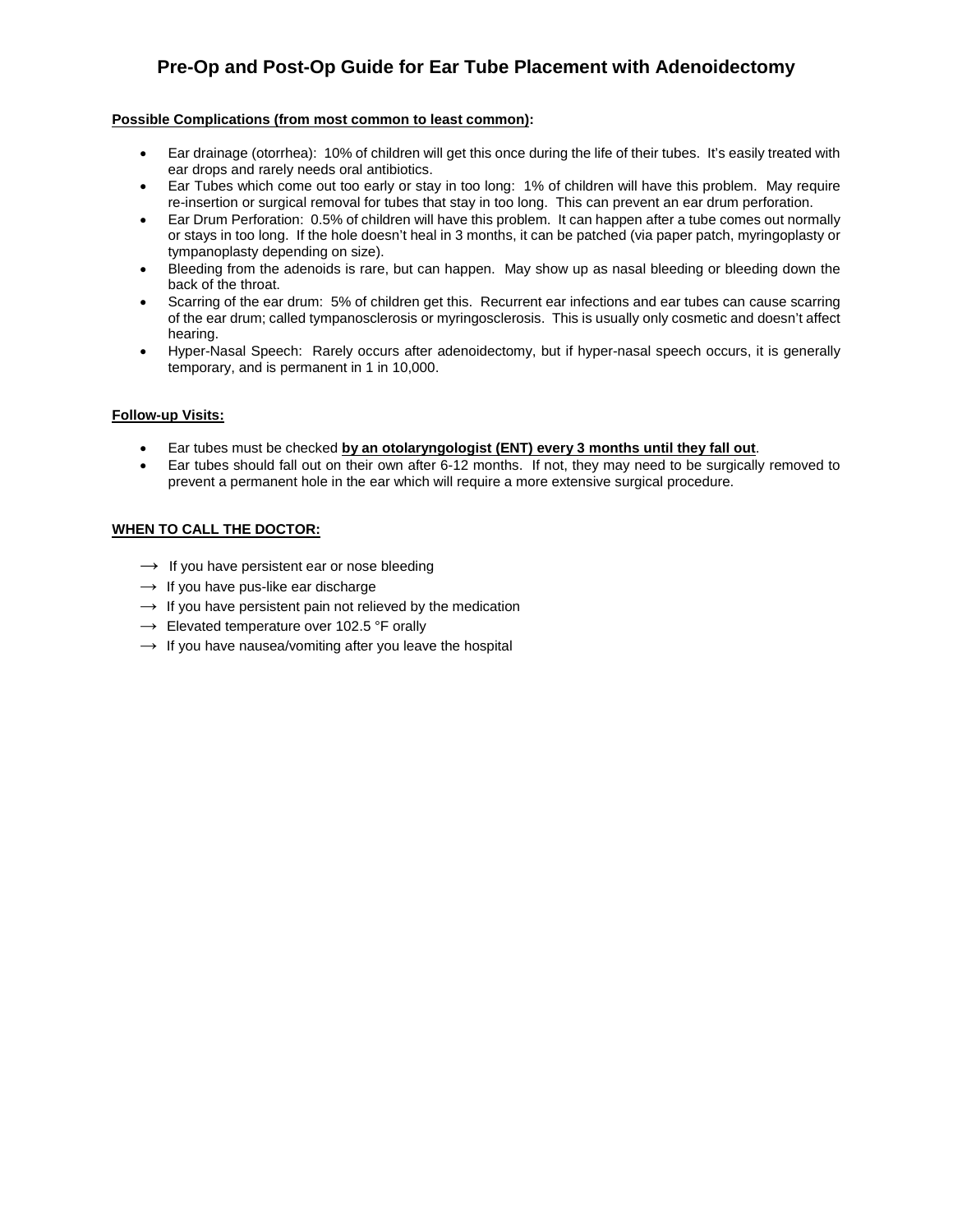# Pre-Op and Post-Op Guide for Ear Tube Placement with Adenoidectomy

**Possible Complications (from most common to least common):**

- Ear drainage (otorrhea): 10% of children will get this once during the life of their tubes. It's easily treated with ear drops and rarely needs oral antibiotics.
- Ear Tubes which come out too early or stay in too long: 1% of children will have this problem. May require re-insertion or surgical removal for tubes that stay in too long. This can prevent an ear drum perforation.
- Ear Drum Perforation: 0.5% of children will have this problem. It can happen after a tube comes out normally or stays in too long. If the hole doesn't heal in 3 months, it can be patched (via paper patch, myringoplasty or tympanoplasty depending on size).
- Bleeding from the adenoids is rare, but can happen. May show up as nasal bleeding or bleeding down the back of the throat.
- Scarring of the ear drum: 5% of children get this. Recurrent ear infections and ear tubes can cause scarring of the ear drum; called tympanosclerosis or myringosclerosis. This is usually only cosmetic and doesn't affect hearing.
- Hyper-Nasal Speech: Rarely occurs after adenoidectomy, but if hyper-nasal speech occurs, it is generally temporary, and is permanent in 1 in 10,000.

**Follow-up Visits:**

- Ear tubes must be checked **by an otolaryngologist (ENT) every 3 months until they fall out**.
- Ear tubes should fall out on their own after 6-12 months. If not, they may need to be surgically removed to prevent a permanent hole in the ear which will require a more extensive surgical procedure.

**WHEN TO CALL THE DOCTOR:**

→ If you have persistent ear or nose bleeding
→ If you have pus-like ear discharge
→ If you have persistent pain not relieved by the medication
→ Elevated temperature over 102.5 °F orally
→ If you have nausea/vomiting after you leave the hospital